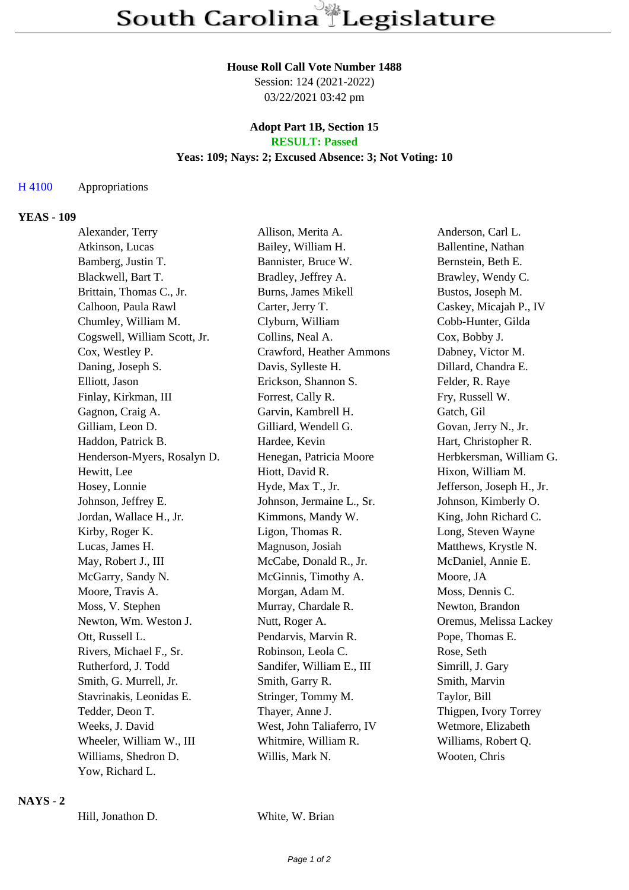# South Carolina Legislature

**House Roll Call Vote Number 1488**
Session: 124 (2021-2022)
03/22/2021 03:42 pm

**Adopt Part 1B, Section 15**
**RESULT: Passed**
**Yeas: 109; Nays: 2; Excused Absence: 3; Not Voting: 10**

H 4100 Appropriations

## YEAS - 109

| | | |
|---|---|---|
| Alexander, Terry | Allison, Merita A. | Anderson, Carl L. |
| Atkinson, Lucas | Bailey, William H. | Ballentine, Nathan |
| Bamberg, Justin T. | Bannister, Bruce W. | Bernstein, Beth E. |
| Blackwell, Bart T. | Bradley, Jeffrey A. | Brawley, Wendy C. |
| Brittain, Thomas C., Jr. | Burns, James Mikell | Bustos, Joseph M. |
| Calhoon, Paula Rawl | Carter, Jerry T. | Caskey, Micajah P., IV |
| Chumley, William M. | Clyburn, William | Cobb-Hunter, Gilda |
| Cogswell, William Scott, Jr. | Collins, Neal A. | Cox, Bobby J. |
| Cox, Westley P. | Crawford, Heather Ammons | Dabney, Victor M. |
| Daning, Joseph S. | Davis, Sylleste H. | Dillard, Chandra E. |
| Elliott, Jason | Erickson, Shannon S. | Felder, R. Raye |
| Finlay, Kirkman, III | Forrest, Cally R. | Fry, Russell W. |
| Gagnon, Craig A. | Garvin, Kambrell H. | Gatch, Gil |
| Gilliam, Leon D. | Gilliard, Wendell G. | Govan, Jerry N., Jr. |
| Haddon, Patrick B. | Hardee, Kevin | Hart, Christopher R. |
| Henderson-Myers, Rosalyn D. | Henegan, Patricia Moore | Herbkersman, William G. |
| Hewitt, Lee | Hiott, David R. | Hixon, William M. |
| Hosey, Lonnie | Hyde, Max T., Jr. | Jefferson, Joseph H., Jr. |
| Johnson, Jeffrey E. | Johnson, Jermaine L., Sr. | Johnson, Kimberly O. |
| Jordan, Wallace H., Jr. | Kimmons, Mandy W. | King, John Richard C. |
| Kirby, Roger K. | Ligon, Thomas R. | Long, Steven Wayne |
| Lucas, James H. | Magnuson, Josiah | Matthews, Krystle N. |
| May, Robert J., III | McCabe, Donald R., Jr. | McDaniel, Annie E. |
| McGarry, Sandy N. | McGinnis, Timothy A. | Moore, JA |
| Moore, Travis A. | Morgan, Adam M. | Moss, Dennis C. |
| Moss, V. Stephen | Murray, Chardale R. | Newton, Brandon |
| Newton, Wm. Weston J. | Nutt, Roger A. | Oremus, Melissa Lackey |
| Ott, Russell L. | Pendarvis, Marvin R. | Pope, Thomas E. |
| Rivers, Michael F., Sr. | Robinson, Leola C. | Rose, Seth |
| Rutherford, J. Todd | Sandifer, William E., III | Simrill, J. Gary |
| Smith, G. Murrell, Jr. | Smith, Garry R. | Smith, Marvin |
| Stavrinakis, Leonidas E. | Stringer, Tommy M. | Taylor, Bill |
| Tedder, Deon T. | Thayer, Anne J. | Thigpen, Ivory Torrey |
| Weeks, J. David | West, John Taliaferro, IV | Wetmore, Elizabeth |
| Wheeler, William W., III | Whitmire, William R. | Williams, Robert Q. |
| Williams, Shedron D. | Willis, Mark N. | Wooten, Chris |
| Yow, Richard L. | | |

## NAYS - 2

| | |
|---|---|
| Hill, Jonathon D. | White, W. Brian |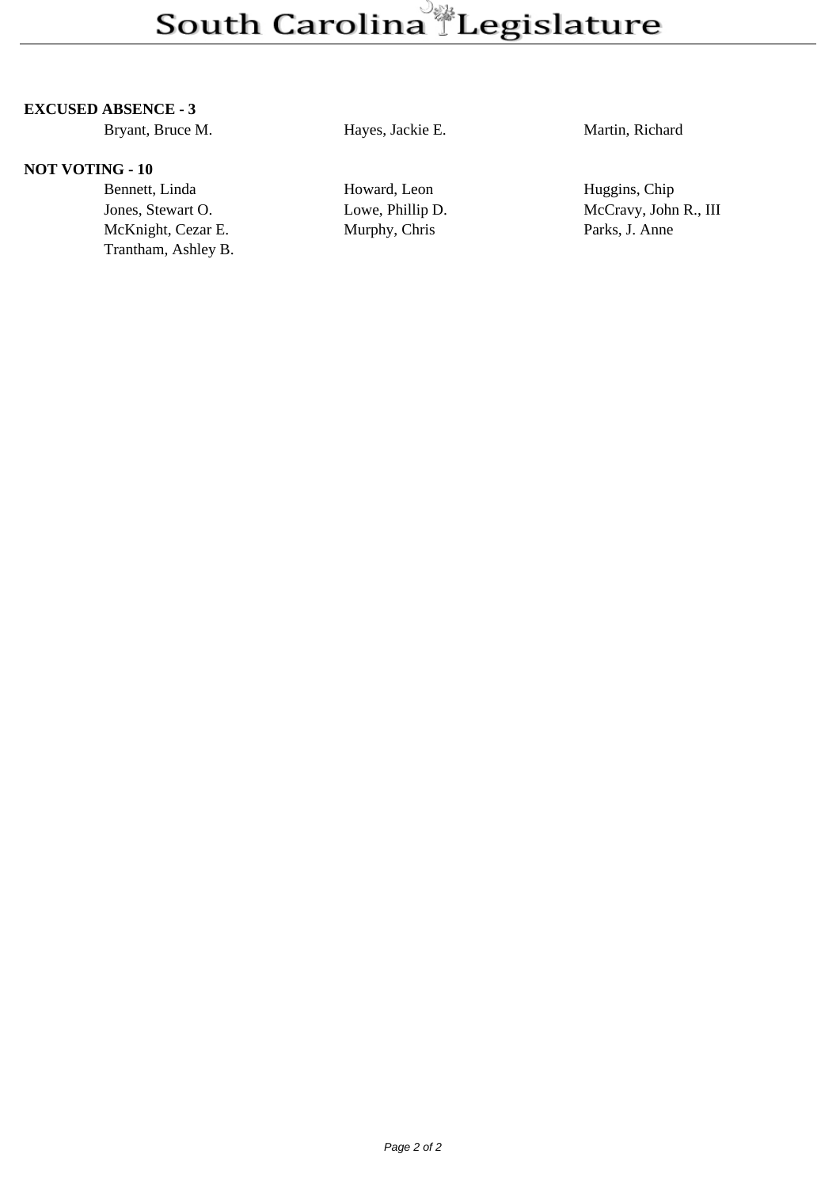**EXCUSED ABSENCE - 3**

| | | |
|---|---|---|
| Bryant, Bruce M. | Hayes, Jackie E. | Martin, Richard |

**NOT VOTING - 10**

| | | |
|---|---|---|
| Bennett, Linda | Howard, Leon | Huggins, Chip |
| Jones, Stewart O. | Lowe, Phillip D. | McCravy, John R., III |
| McKnight, Cezar E. | Murphy, Chris | Parks, J. Anne |
| Trantham, Ashley B. | | |